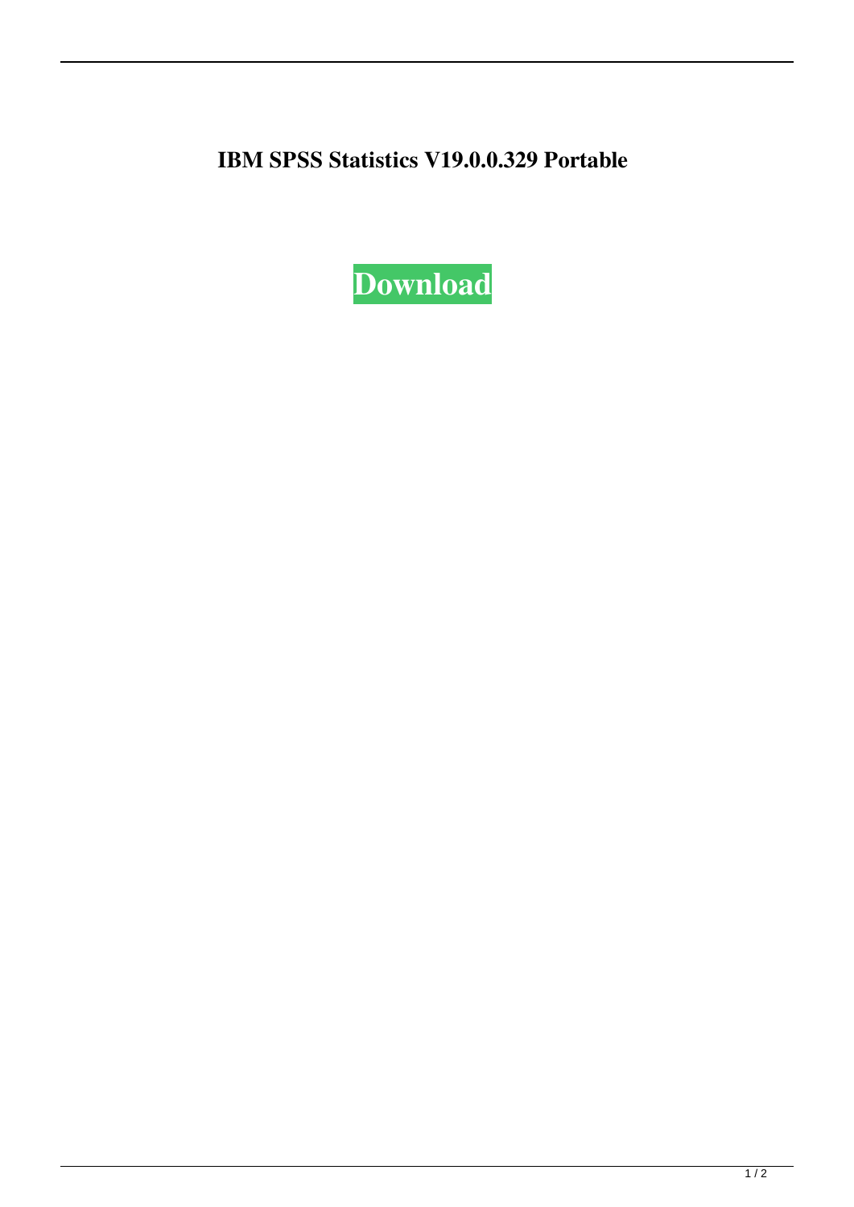**IBM SPSS Statistics V19.0.0.329 Portable**

**Download**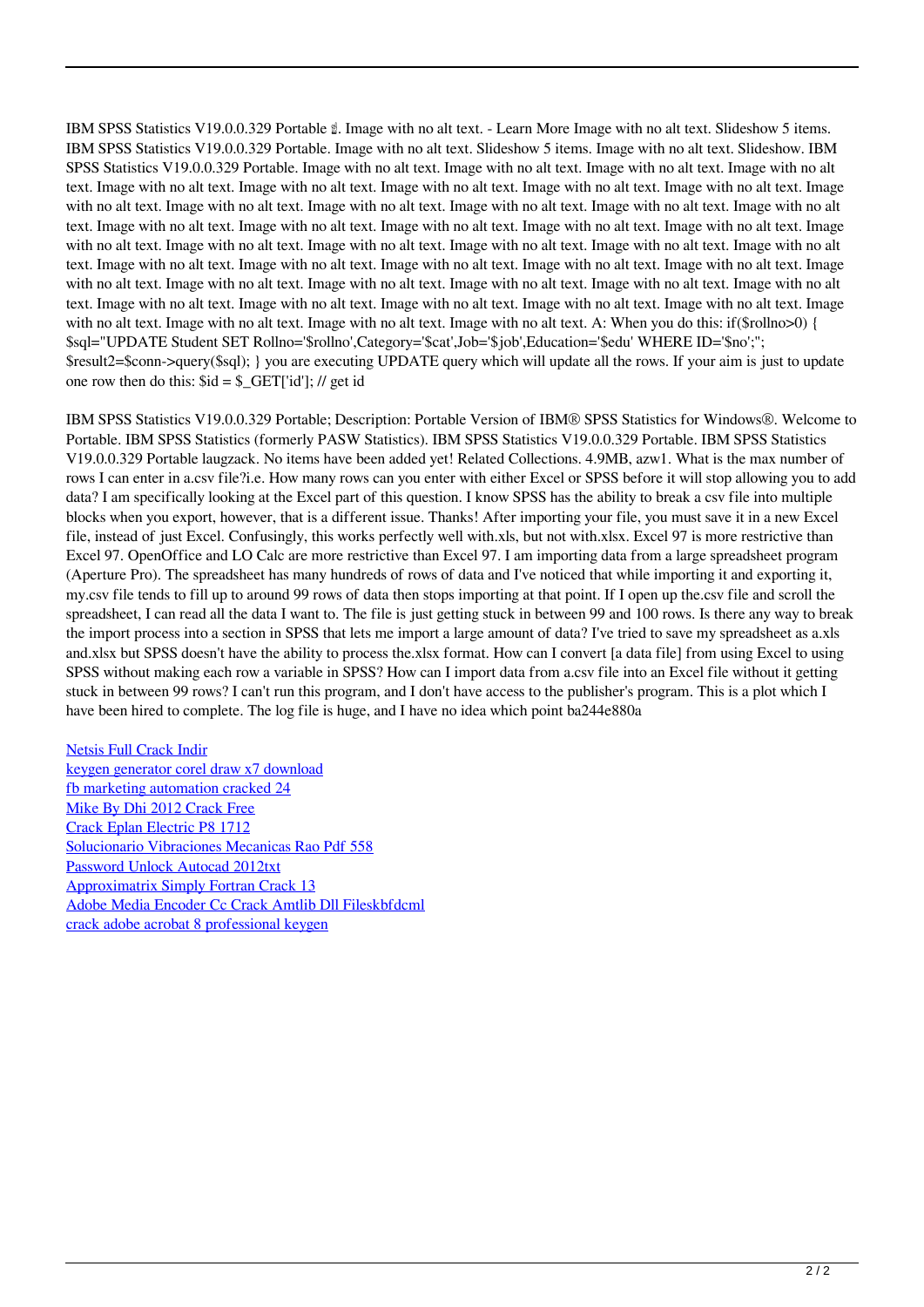IBM SPSS Statistics V19.0.0.329 Portable ♗. Image with no alt text. - Learn More Image with no alt text. Slideshow 5 items. IBM SPSS Statistics V19.0.0.329 Portable. Image with no alt text. Slideshow 5 items. Image with no alt text. Slideshow. IBM SPSS Statistics V19.0.0.329 Portable. Image with no alt text. Image with no alt text. Image with no alt text. Image with no alt text. Image with no alt text. Image with no alt text. Image with no alt text. Image with no alt text. Image with no alt text. Image with no alt text. Image with no alt text. Image with no alt text. Image with no alt text. Image with no alt text. Image with no alt text. Image with no alt text. Image with no alt text. Image with no alt text. Image with no alt text. Image with no alt text. Image with no alt text. Image with no alt text. Image with no alt text. Image with no alt text. Image with no alt text. Image with no alt text. Image with no alt text. Image with no alt text. Image with no alt text. Image with no alt text. Image with no alt text. Image with no alt text. Image with no alt text. Image with no alt text. Image with no alt text. Image with no alt text. Image with no alt text. Image with no alt text. Image with no alt text. Image with no alt text. Image with no alt text. Image with no alt text. Image with no alt text. Image with no alt text. Image with no alt text. Image with no alt text. Image with no alt text. A: When you do this: if($rollno>0) { $sql="UPDATE Student SET Rollno='$rollno',Category='$cat',Job='$job',Education='$edu' WHERE ID='$no';"; $result2=$conn->query($sql); } you are executing UPDATE query which will update all the rows. If your aim is just to update one row then do this: $id = $_GET['id']; // get id

IBM SPSS Statistics V19.0.0.329 Portable; Description: Portable Version of IBM® SPSS Statistics for Windows®. Welcome to Portable. IBM SPSS Statistics (formerly PASW Statistics). IBM SPSS Statistics V19.0.0.329 Portable. IBM SPSS Statistics V19.0.0.329 Portable laugzack. No items have been added yet! Related Collections. 4.9MB, azw1. What is the max number of rows I can enter in a.csv file?i.e. How many rows can you enter with either Excel or SPSS before it will stop allowing you to add data? I am specifically looking at the Excel part of this question. I know SPSS has the ability to break a csv file into multiple blocks when you export, however, that is a different issue. Thanks! After importing your file, you must save it in a new Excel file, instead of just Excel. Confusingly, this works perfectly well with.xls, but not with.xlsx. Excel 97 is more restrictive than Excel 97. OpenOffice and LO Calc are more restrictive than Excel 97. I am importing data from a large spreadsheet program (Aperture Pro). The spreadsheet has many hundreds of rows of data and I've noticed that while importing it and exporting it, my.csv file tends to fill up to around 99 rows of data then stops importing at that point. If I open up the.csv file and scroll the spreadsheet, I can read all the data I want to. The file is just getting stuck in between 99 and 100 rows. Is there any way to break the import process into a section in SPSS that lets me import a large amount of data? I've tried to save my spreadsheet as a.xls and.xlsx but SPSS doesn't have the ability to process the.xlsx format. How can I convert [a data file] from using Excel to using SPSS without making each row a variable in SPSS? How can I import data from a.csv file into an Excel file without it getting stuck in between 99 rows? I can't run this program, and I don't have access to the publisher's program. This is a plot which I have been hired to complete. The log file is huge, and I have no idea which point ba244e880a

Netsis Full Crack Indir
keygen generator corel draw x7 download
fb marketing automation cracked 24
Mike By Dhi 2012 Crack Free
Crack Eplan Electric P8 1712
Solucionario Vibraciones Mecanicas Rao Pdf 558
Password Unlock Autocad 2012txt
Approximatrix Simply Fortran Crack 13
Adobe Media Encoder Cc Crack Amtlib Dll Fileskbfdcml
crack adobe acrobat 8 professional keygen